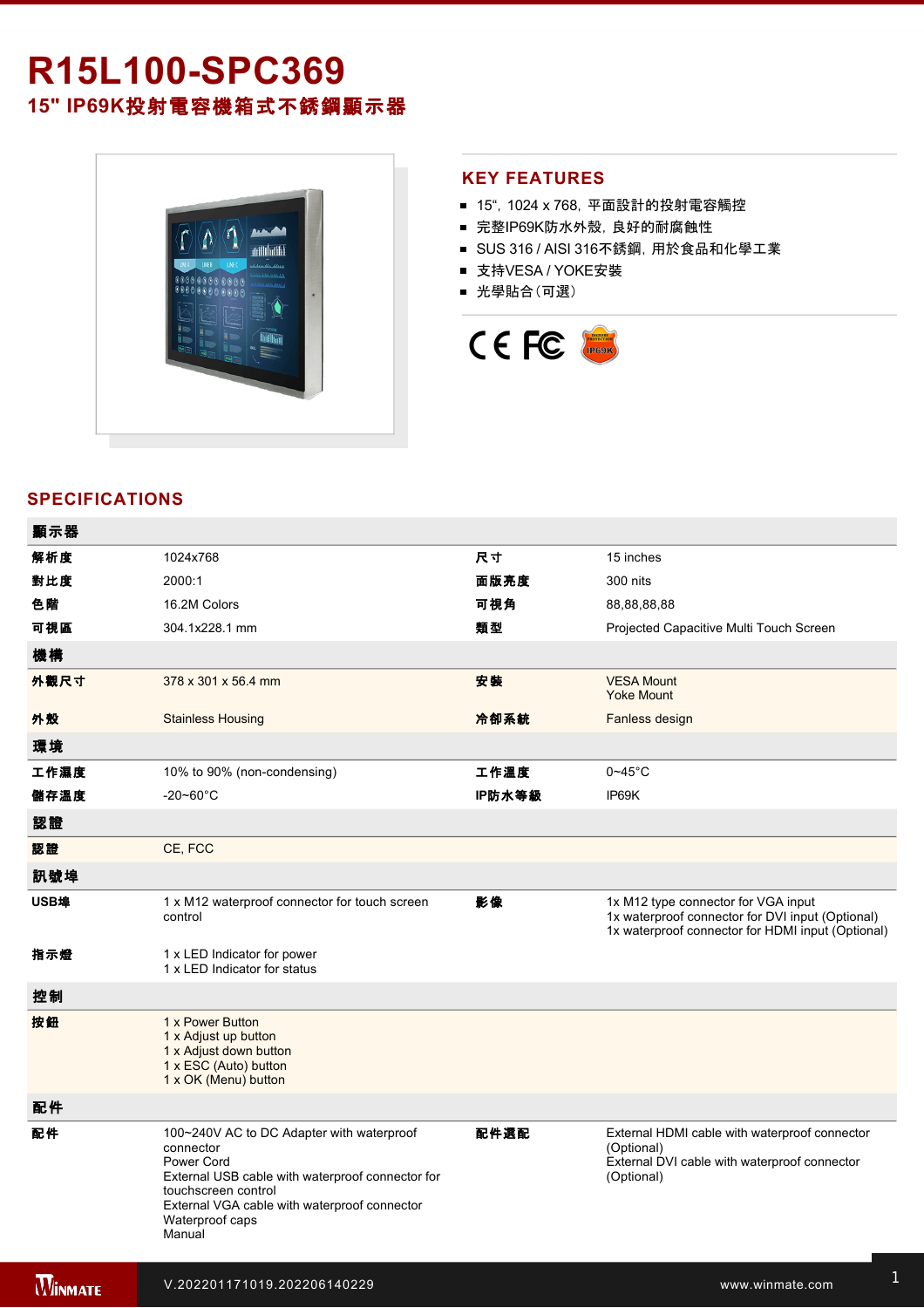# R15L100-SPC369

## 15" IP69K投射電容機箱式不銹鋼顯示器

## KEY FEATURES

- 15", 1024 x 768, 平面設計的投射電容觸控
- 完整IP69K防水外殼, 良好的耐腐蝕性
- SUS 316 / AISI 316不銹鋼, 用於食品和化學工業
- 支持VESA / YOKE安裝
- 光學貼合(可選)

## SPECIFICATIONS

| 顯示器 | | | |
|---|---|---|---|
| 解析度 | 1024x768 | 尺寸 | 15 inches |
| 對比度 | 2000:1 | 面版亮度 | 300 nits |
| 色階 | 16.2M Colors | 可視角 | 88,88,88,88 |
| 可視區 | 304.1x228.1 mm | 類型 | Projected Capacitive Multi Touch Screen |
| **機構** | | | |
| 外觀尺寸 | 378 x 301 x 56.4 mm | 安裝 | VESA Mount<br>Yoke Mount |
| 外殼 | Stainless Housing | 冷卻系統 | Fanless design |
| **環境** | | | |
| 工作濕度 | 10% to 90% (non-condensing) | 工作溫度 | 0~45°C |
| 儲存溫度 | -20~60°C | IP防水等級 | IP69K |
| **認證** | | | |
| 認證 | CE, FCC | | |
| **訊號埠** | | | |
| USB埠 | 1 x M12 waterproof connector for touch screen control | 影像 | 1x M12 type connector for VGA input<br>1x waterproof connector for DVI input (Optional)<br>1x waterproof connector for HDMI input (Optional) |
| 指示燈 | 1 x LED Indicator for power<br>1 x LED Indicator for status | | |
| **控制** | | | |
| 按鈕 | 1 x Power Button<br>1 x Adjust up button<br>1 x Adjust down button<br>1 x ESC (Auto) button<br>1 x OK (Menu) button | | |
| **配件** | | | |
| 配件 | 100~240V AC to DC Adapter with waterproof connector<br>Power Cord<br>External USB cable with waterproof connector for touchscreen control<br>External VGA cable with waterproof connector<br>Waterproof caps<br>Manual | 配件選配 | External HDMI cable with waterproof connector (Optional)<br>External DVI cable with waterproof connector (Optional) |

V.202201171019.202206140229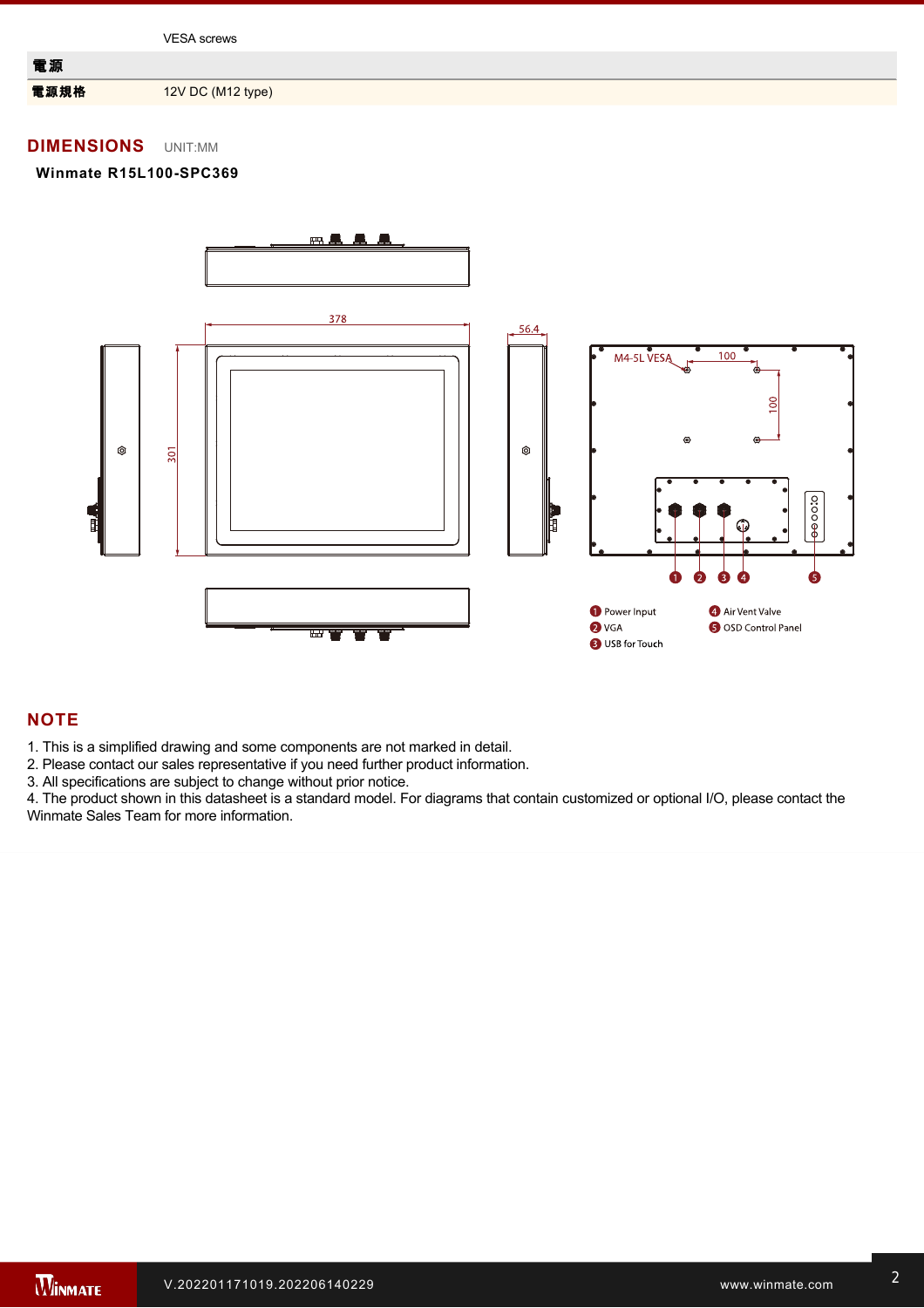| | |
|---|---|
| | VESA screws |
| **電源** | |
| **電源規格** | 12V DC (M12 type) |

## DIMENSIONS UNIT:MM

**Winmate R15L100-SPC369**

378

56.4

301

M4-5L VESA

100

100

1 Power Input

2 VGA

3 USB for Touch

4 Air Vent Valve

5 OSD Control Panel

## NOTE

1. This is a simplified drawing and some components are not marked in detail.
2. Please contact our sales representative if you need further product information.
3. All specifications are subject to change without prior notice.
4. The product shown in this datasheet is a standard model. For diagrams that contain customized or optional I/O, please contact the Winmate Sales Team for more information.